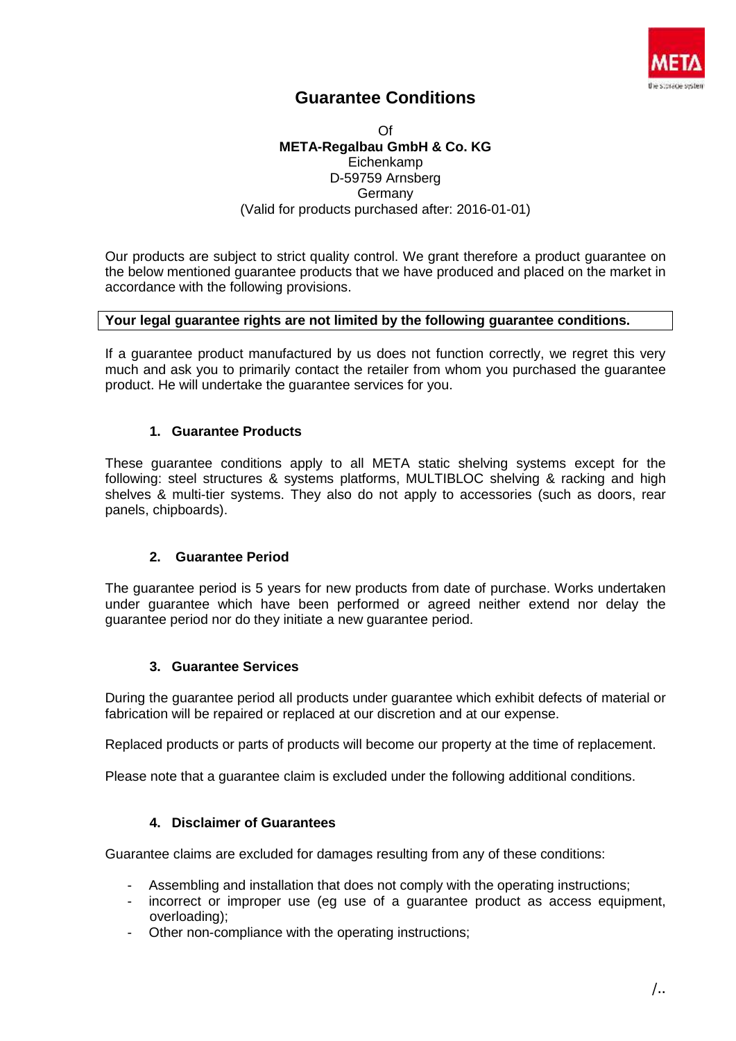# Guarantee Conditions

Of
**META-Regalbau GmbH & Co. KG**
Eichenkamp
D-59759 Arnsberg
Germany
(Valid for products purchased after: 2016-01-01)

Our products are subject to strict quality control. We grant therefore a product guarantee on the below mentioned guarantee products that we have produced and placed on the market in accordance with the following provisions.

**Your legal guarantee rights are not limited by the following guarantee conditions.**

If a guarantee product manufactured by us does not function correctly, we regret this very much and ask you to primarily contact the retailer from whom you purchased the guarantee product. He will undertake the guarantee services for you.

## 1. Guarantee Products

These guarantee conditions apply to all META static shelving systems except for the following: steel structures & systems platforms, MULTIBLOC shelving & racking and high shelves & multi-tier systems. They also do not apply to accessories (such as doors, rear panels, chipboards).

## 2. Guarantee Period

The guarantee period is 5 years for new products from date of purchase. Works undertaken under guarantee which have been performed or agreed neither extend nor delay the guarantee period nor do they initiate a new guarantee period.

## 3. Guarantee Services

During the guarantee period all products under guarantee which exhibit defects of material or fabrication will be repaired or replaced at our discretion and at our expense.

Replaced products or parts of products will become our property at the time of replacement.

Please note that a guarantee claim is excluded under the following additional conditions.

## 4. Disclaimer of Guarantees

Guarantee claims are excluded for damages resulting from any of these conditions:

- Assembling and installation that does not comply with the operating instructions;
- incorrect or improper use (eg use of a guarantee product as access equipment, overloading);
- Other non-compliance with the operating instructions;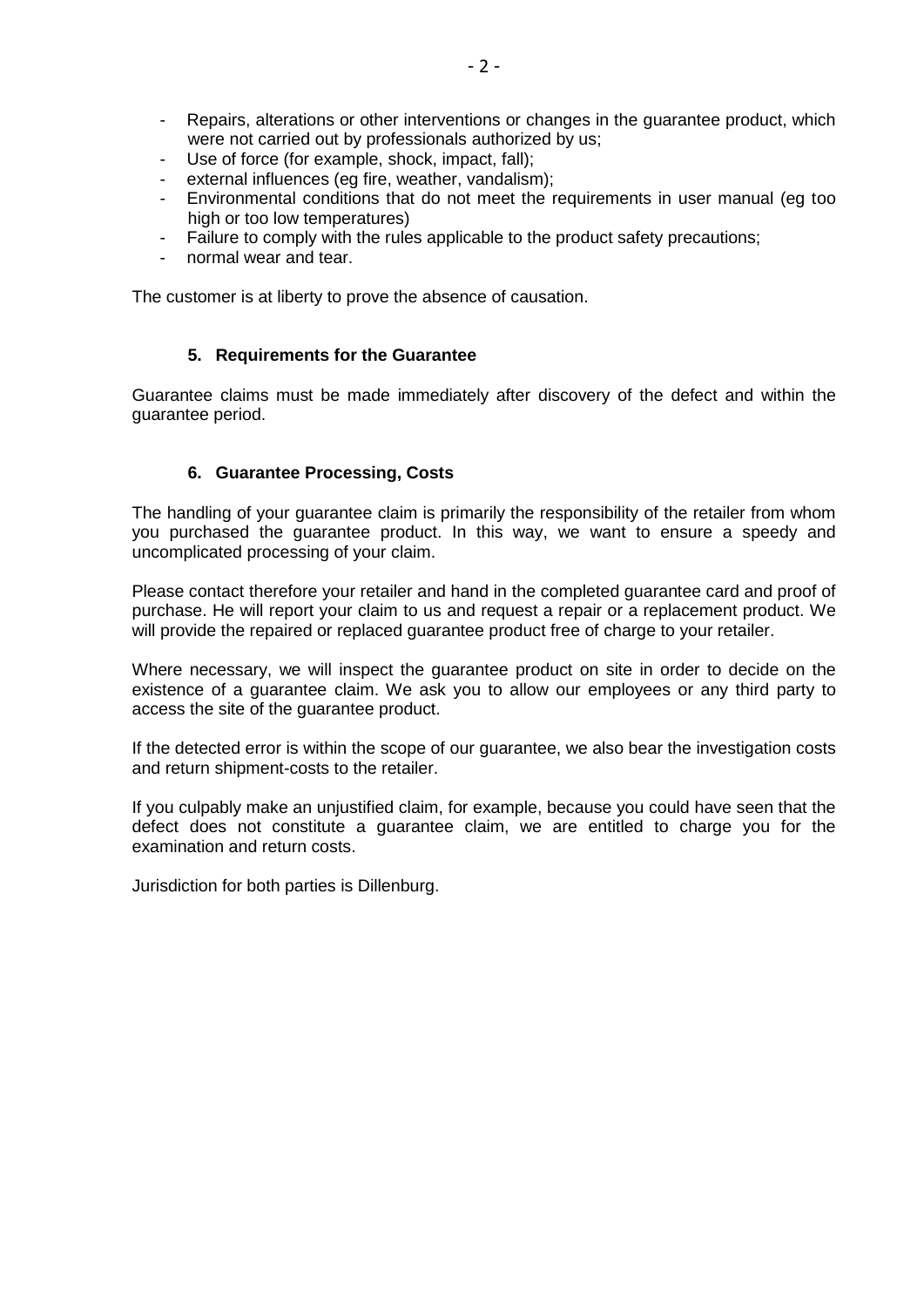- Repairs, alterations or other interventions or changes in the guarantee product, which were not carried out by professionals authorized by us;
- Use of force (for example, shock, impact, fall);
- external influences (eg fire, weather, vandalism);
- Environmental conditions that do not meet the requirements in user manual (eg too high or too low temperatures)
- Failure to comply with the rules applicable to the product safety precautions;
- normal wear and tear.

The customer is at liberty to prove the absence of causation.

## 5. Requirements for the Guarantee

Guarantee claims must be made immediately after discovery of the defect and within the guarantee period.

## 6. Guarantee Processing, Costs

The handling of your guarantee claim is primarily the responsibility of the retailer from whom you purchased the guarantee product. In this way, we want to ensure a speedy and uncomplicated processing of your claim.

Please contact therefore your retailer and hand in the completed guarantee card and proof of purchase. He will report your claim to us and request a repair or a replacement product. We will provide the repaired or replaced guarantee product free of charge to your retailer.

Where necessary, we will inspect the guarantee product on site in order to decide on the existence of a guarantee claim. We ask you to allow our employees or any third party to access the site of the guarantee product.

If the detected error is within the scope of our guarantee, we also bear the investigation costs and return shipment-costs to the retailer.

If you culpably make an unjustified claim, for example, because you could have seen that the defect does not constitute a guarantee claim, we are entitled to charge you for the examination and return costs.

Jurisdiction for both parties is Dillenburg.